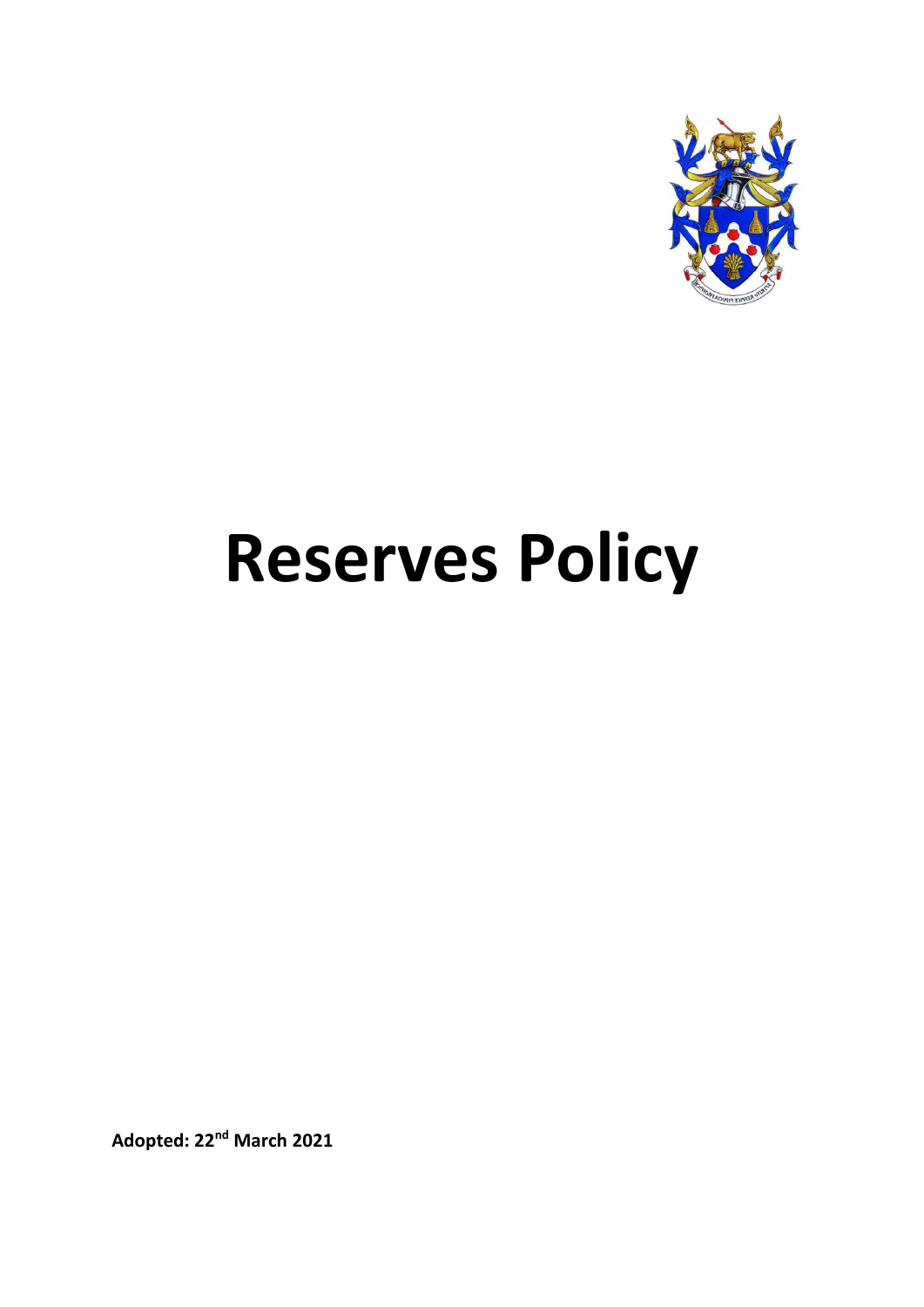# Reserves Policy

**Adopted: 22nd March 2021**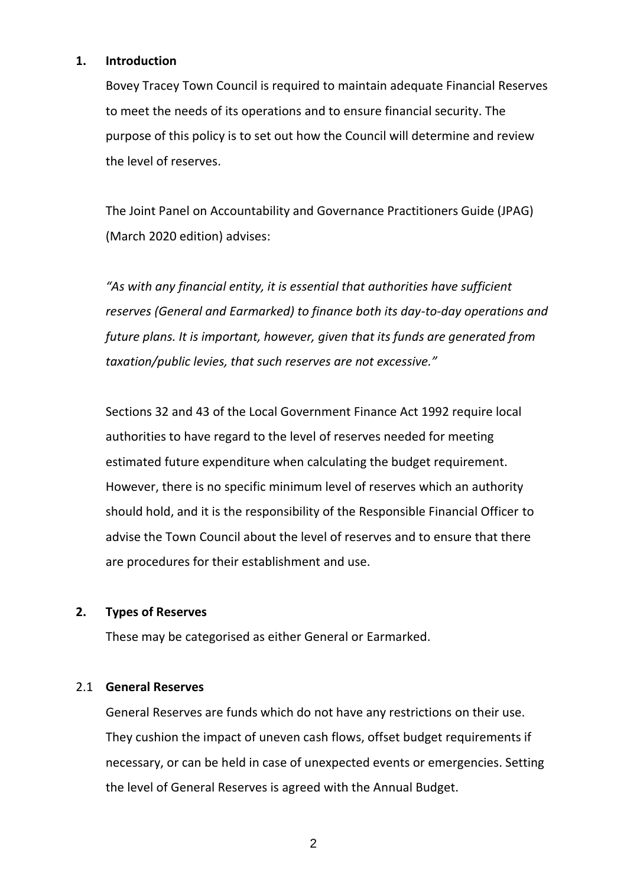## 1. Introduction

Bovey Tracey Town Council is required to maintain adequate Financial Reserves to meet the needs of its operations and to ensure financial security. The purpose of this policy is to set out how the Council will determine and review the level of reserves.

The Joint Panel on Accountability and Governance Practitioners Guide (JPAG) (March 2020 edition) advises:

*"As with any financial entity, it is essential that authorities have sufficient reserves (General and Earmarked) to finance both its day-to-day operations and future plans. It is important, however, given that its funds are generated from taxation/public levies, that such reserves are not excessive."*

Sections 32 and 43 of the Local Government Finance Act 1992 require local authorities to have regard to the level of reserves needed for meeting estimated future expenditure when calculating the budget requirement. However, there is no specific minimum level of reserves which an authority should hold, and it is the responsibility of the Responsible Financial Officer to advise the Town Council about the level of reserves and to ensure that there are procedures for their establishment and use.

## 2. Types of Reserves

These may be categorised as either General or Earmarked.

### 2.1 General Reserves

General Reserves are funds which do not have any restrictions on their use. They cushion the impact of uneven cash flows, offset budget requirements if necessary, or can be held in case of unexpected events or emergencies. Setting the level of General Reserves is agreed with the Annual Budget.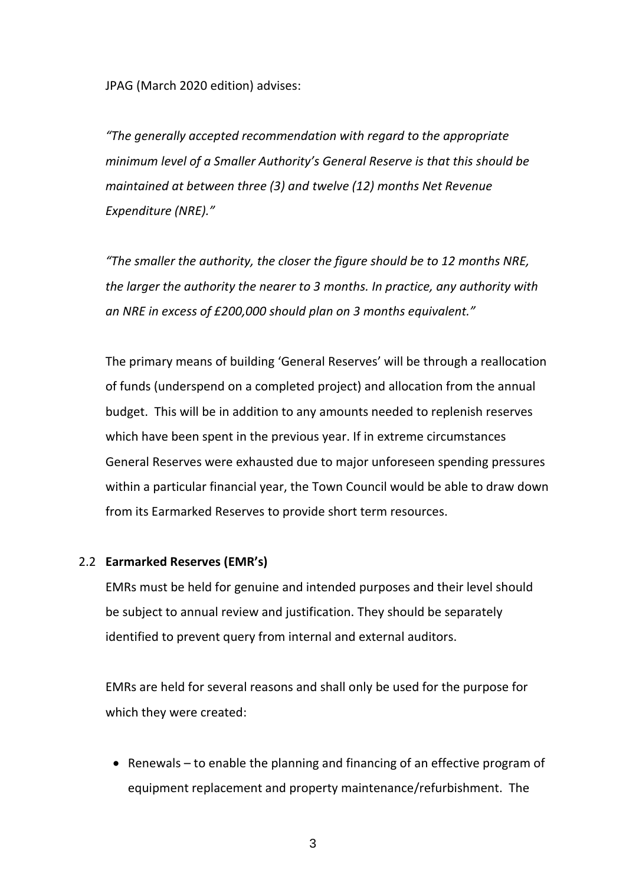JPAG (March 2020 edition) advises:

*"The generally accepted recommendation with regard to the appropriate minimum level of a Smaller Authority's General Reserve is that this should be maintained at between three (3) and twelve (12) months Net Revenue Expenditure (NRE)."*

*"The smaller the authority, the closer the figure should be to 12 months NRE, the larger the authority the nearer to 3 months. In practice, any authority with an NRE in excess of £200,000 should plan on 3 months equivalent."*

The primary means of building 'General Reserves' will be through a reallocation of funds (underspend on a completed project) and allocation from the annual budget. This will be in addition to any amounts needed to replenish reserves which have been spent in the previous year. If in extreme circumstances General Reserves were exhausted due to major unforeseen spending pressures within a particular financial year, the Town Council would be able to draw down from its Earmarked Reserves to provide short term resources.

### 2.2 Earmarked Reserves (EMR's)

EMRs must be held for genuine and intended purposes and their level should be subject to annual review and justification. They should be separately identified to prevent query from internal and external auditors.

EMRs are held for several reasons and shall only be used for the purpose for which they were created:

- Renewals – to enable the planning and financing of an effective program of equipment replacement and property maintenance/refurbishment. The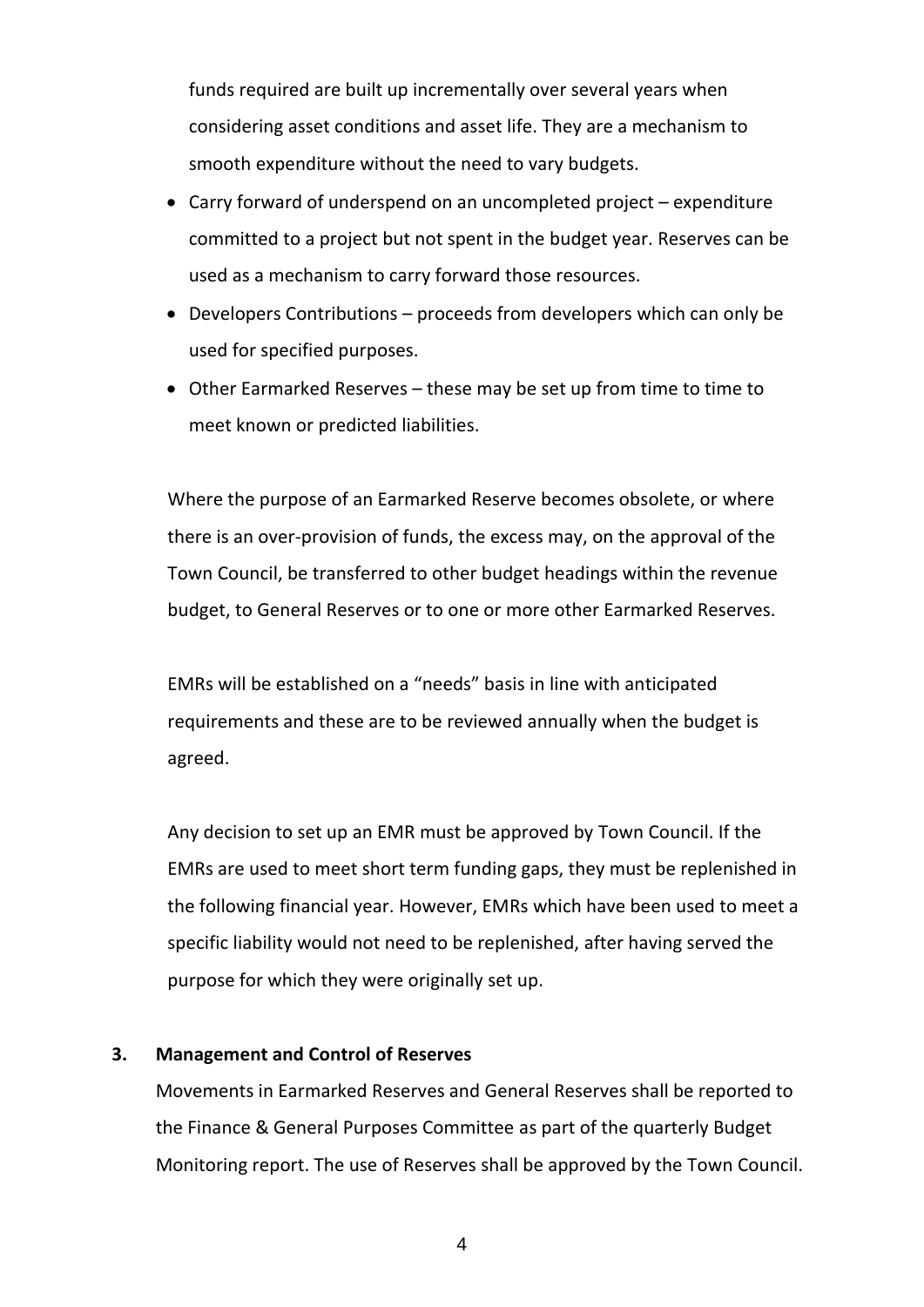funds required are built up incrementally over several years when considering asset conditions and asset life. They are a mechanism to smooth expenditure without the need to vary budgets.

- Carry forward of underspend on an uncompleted project – expenditure committed to a project but not spent in the budget year. Reserves can be used as a mechanism to carry forward those resources.
- Developers Contributions – proceeds from developers which can only be used for specified purposes.
- Other Earmarked Reserves – these may be set up from time to time to meet known or predicted liabilities.

Where the purpose of an Earmarked Reserve becomes obsolete, or where there is an over-provision of funds, the excess may, on the approval of the Town Council, be transferred to other budget headings within the revenue budget, to General Reserves or to one or more other Earmarked Reserves.

EMRs will be established on a "needs" basis in line with anticipated requirements and these are to be reviewed annually when the budget is agreed.

Any decision to set up an EMR must be approved by Town Council. If the EMRs are used to meet short term funding gaps, they must be replenished in the following financial year. However, EMRs which have been used to meet a specific liability would not need to be replenished, after having served the purpose for which they were originally set up.

**3. Management and Control of Reserves**

Movements in Earmarked Reserves and General Reserves shall be reported to the Finance & General Purposes Committee as part of the quarterly Budget Monitoring report. The use of Reserves shall be approved by the Town Council.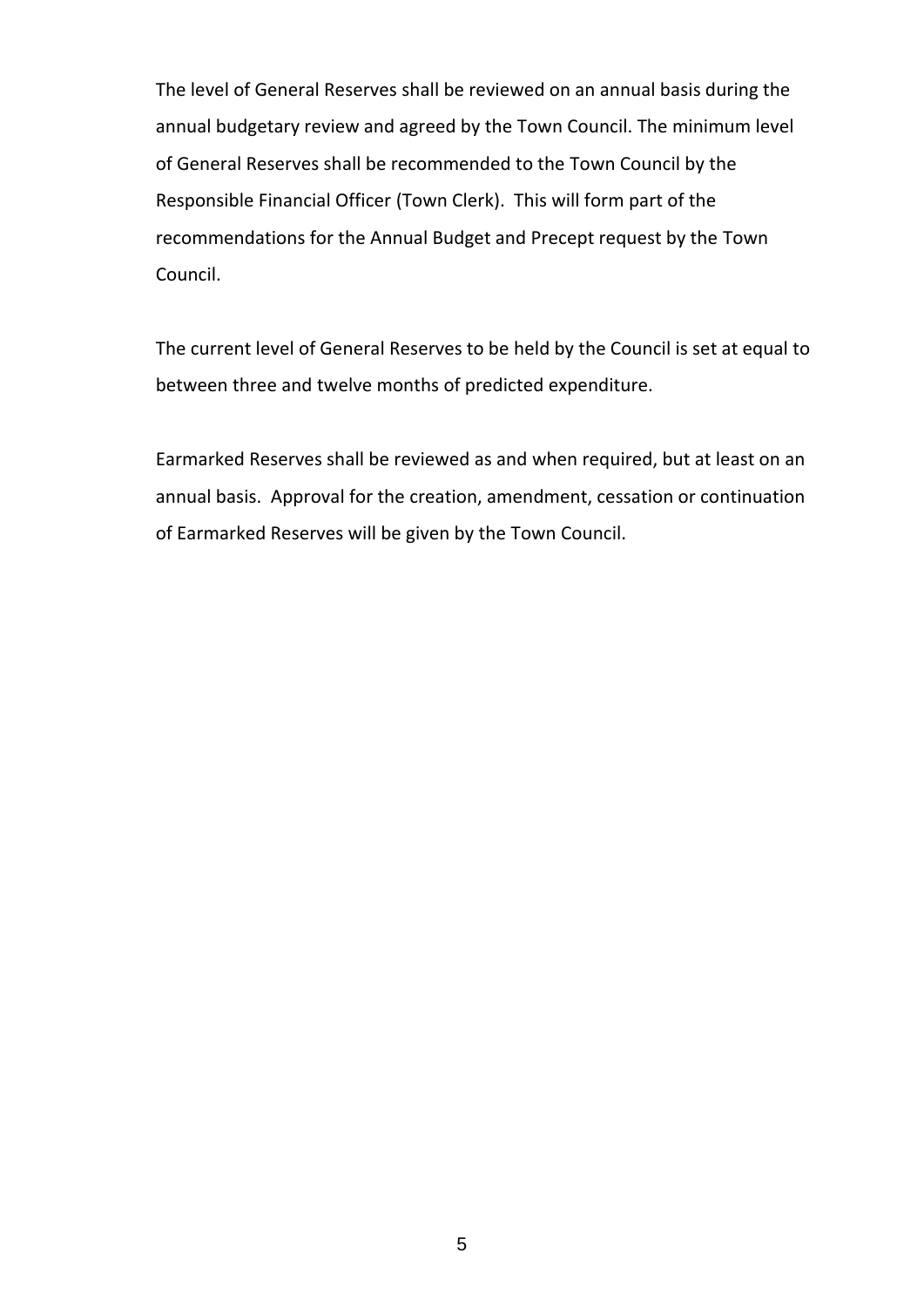The level of General Reserves shall be reviewed on an annual basis during the annual budgetary review and agreed by the Town Council. The minimum level of General Reserves shall be recommended to the Town Council by the Responsible Financial Officer (Town Clerk). This will form part of the recommendations for the Annual Budget and Precept request by the Town Council.

The current level of General Reserves to be held by the Council is set at equal to between three and twelve months of predicted expenditure.

Earmarked Reserves shall be reviewed as and when required, but at least on an annual basis. Approval for the creation, amendment, cessation or continuation of Earmarked Reserves will be given by the Town Council.